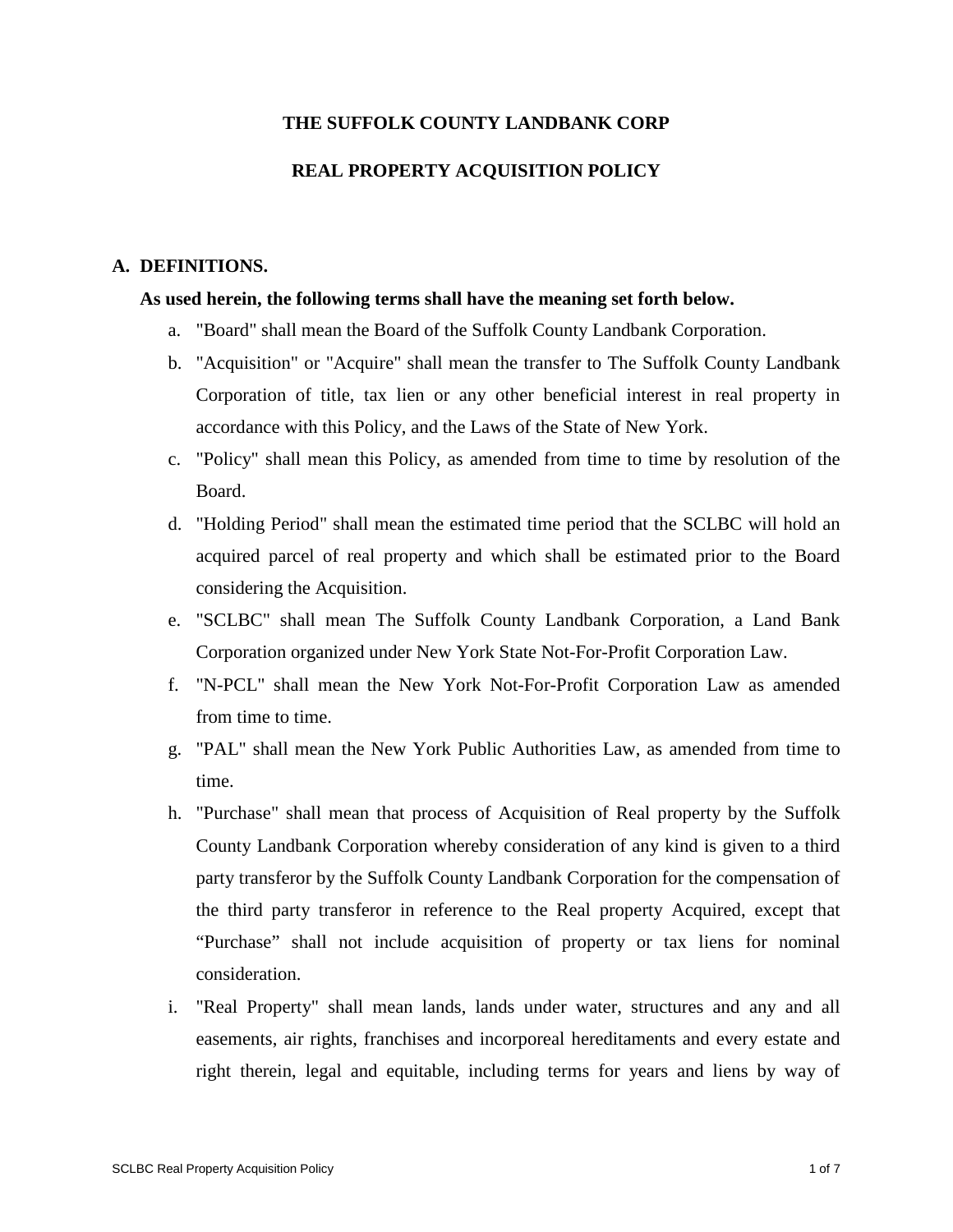# THE SUFFOLK COUNTY LANDBANK CORP

# REAL PROPERTY ACQUISITION POLICY

## A. DEFINITIONS.

**As used herein, the following terms shall have the meaning set forth below.**

a. "Board" shall mean the Board of the Suffolk County Landbank Corporation.

b. "Acquisition" or "Acquire" shall mean the transfer to The Suffolk County Landbank Corporation of title, tax lien or any other beneficial interest in real property in accordance with this Policy, and the Laws of the State of New York.

c. "Policy" shall mean this Policy, as amended from time to time by resolution of the Board.

d. "Holding Period" shall mean the estimated time period that the SCLBC will hold an acquired parcel of real property and which shall be estimated prior to the Board considering the Acquisition.

e. "SCLBC" shall mean The Suffolk County Landbank Corporation, a Land Bank Corporation organized under New York State Not-For-Profit Corporation Law.

f. "N-PCL" shall mean the New York Not-For-Profit Corporation Law as amended from time to time.

g. "PAL" shall mean the New York Public Authorities Law, as amended from time to time.

h. "Purchase" shall mean that process of Acquisition of Real property by the Suffolk County Landbank Corporation whereby consideration of any kind is given to a third party transferor by the Suffolk County Landbank Corporation for the compensation of the third party transferor in reference to the Real property Acquired, except that "Purchase" shall not include acquisition of property or tax liens for nominal consideration.

i. "Real Property" shall mean lands, lands under water, structures and any and all easements, air rights, franchises and incorporeal hereditaments and every estate and right therein, legal and equitable, including terms for years and liens by way of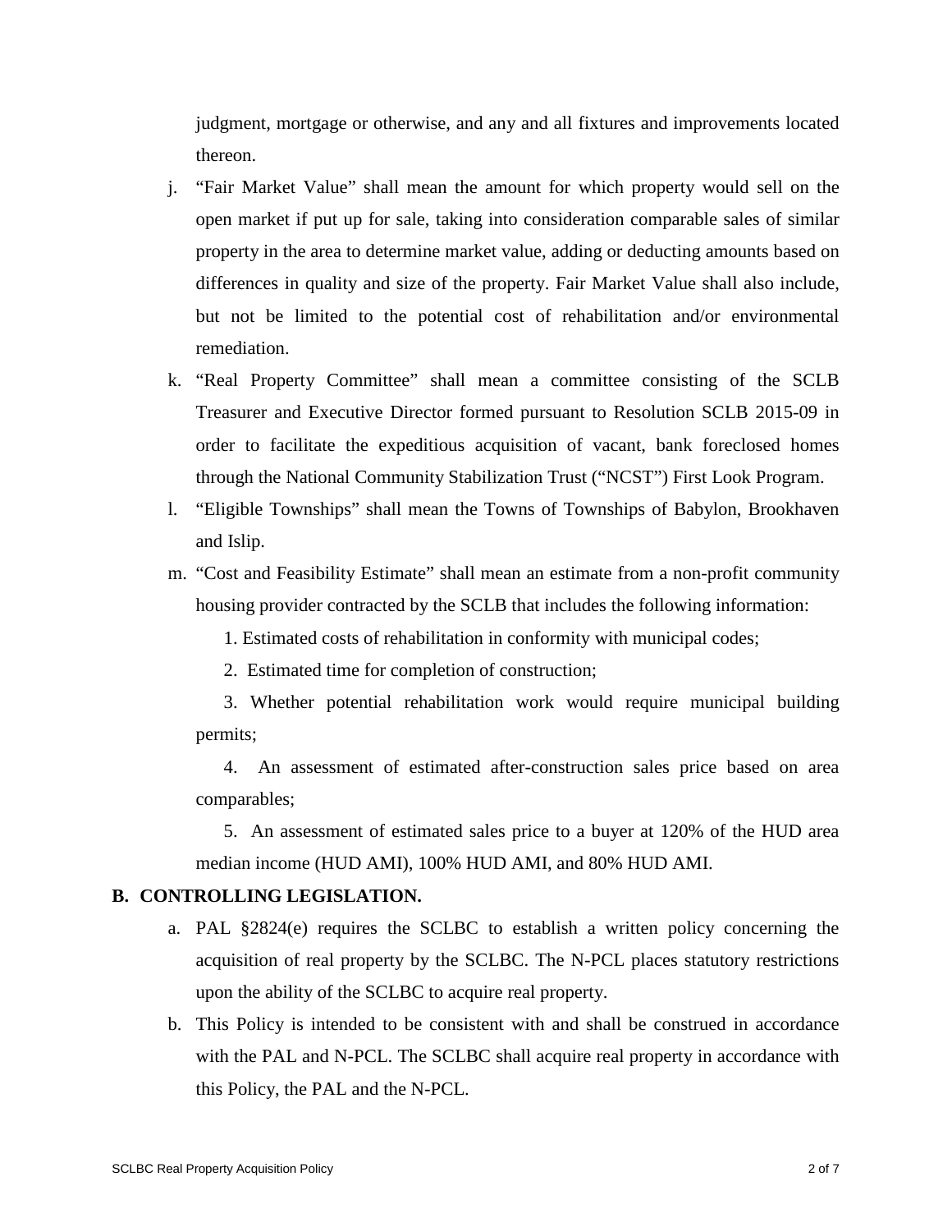judgment, mortgage or otherwise, and any and all fixtures and improvements located thereon.

j. "Fair Market Value" shall mean the amount for which property would sell on the open market if put up for sale, taking into consideration comparable sales of similar property in the area to determine market value, adding or deducting amounts based on differences in quality and size of the property. Fair Market Value shall also include, but not be limited to the potential cost of rehabilitation and/or environmental remediation.

k. "Real Property Committee" shall mean a committee consisting of the SCLB Treasurer and Executive Director formed pursuant to Resolution SCLB 2015-09 in order to facilitate the expeditious acquisition of vacant, bank foreclosed homes through the National Community Stabilization Trust ("NCST") First Look Program.

l. "Eligible Townships" shall mean the Towns of Townships of Babylon, Brookhaven and Islip.

m. "Cost and Feasibility Estimate" shall mean an estimate from a non-profit community housing provider contracted by the SCLB that includes the following information:

   1. Estimated costs of rehabilitation in conformity with municipal codes;

   2. Estimated time for completion of construction;

   3. Whether potential rehabilitation work would require municipal building permits;

   4. An assessment of estimated after-construction sales price based on area comparables;

   5. An assessment of estimated sales price to a buyer at 120% of the HUD area median income (HUD AMI), 100% HUD AMI, and 80% HUD AMI.

## B. CONTROLLING LEGISLATION.

a. PAL §2824(e) requires the SCLBC to establish a written policy concerning the acquisition of real property by the SCLBC. The N-PCL places statutory restrictions upon the ability of the SCLBC to acquire real property.

b. This Policy is intended to be consistent with and shall be construed in accordance with the PAL and N-PCL. The SCLBC shall acquire real property in accordance with this Policy, the PAL and the N-PCL.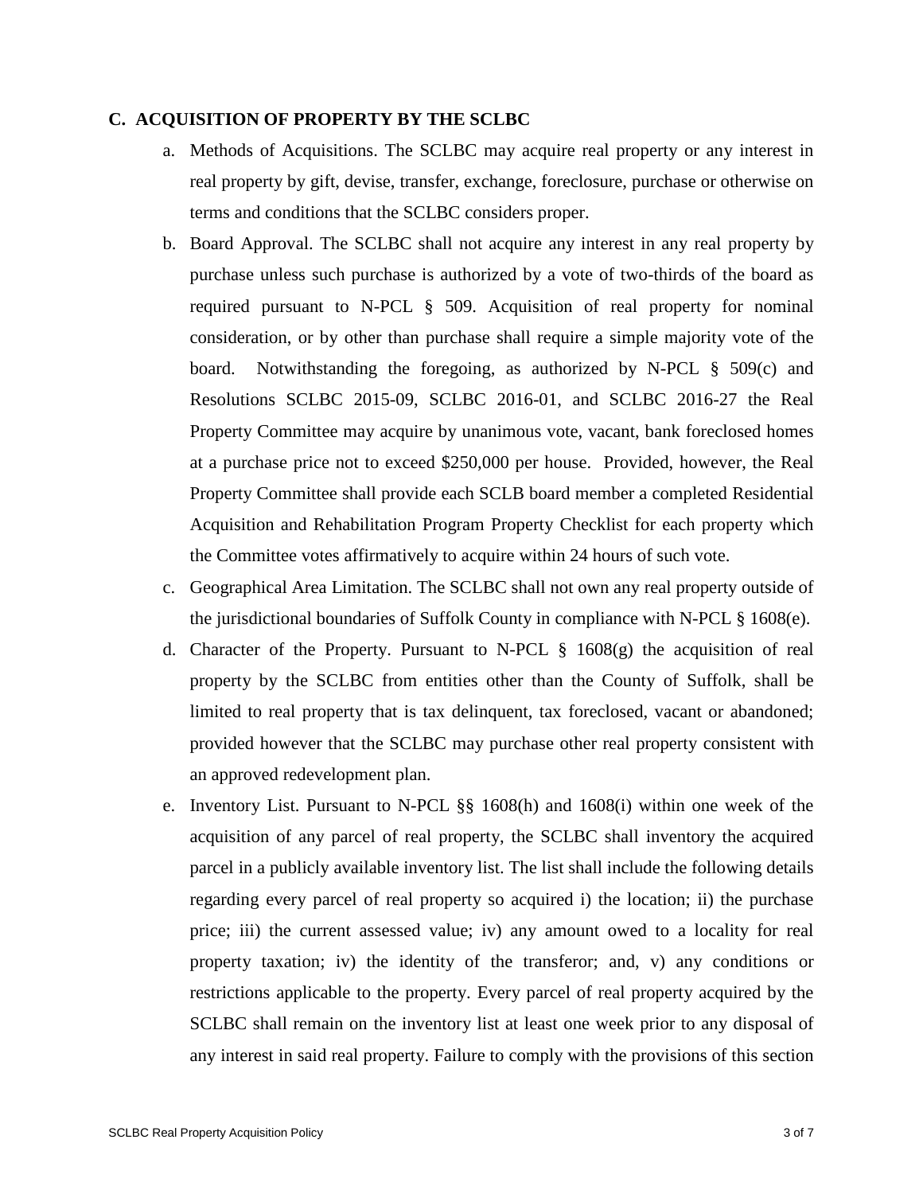## C. ACQUISITION OF PROPERTY BY THE SCLBC

a. Methods of Acquisitions. The SCLBC may acquire real property or any interest in real property by gift, devise, transfer, exchange, foreclosure, purchase or otherwise on terms and conditions that the SCLBC considers proper.

b. Board Approval. The SCLBC shall not acquire any interest in any real property by purchase unless such purchase is authorized by a vote of two-thirds of the board as required pursuant to N-PCL § 509. Acquisition of real property for nominal consideration, or by other than purchase shall require a simple majority vote of the board. Notwithstanding the foregoing, as authorized by N-PCL § 509(c) and Resolutions SCLBC 2015-09, SCLBC 2016-01, and SCLBC 2016-27 the Real Property Committee may acquire by unanimous vote, vacant, bank foreclosed homes at a purchase price not to exceed $250,000 per house. Provided, however, the Real Property Committee shall provide each SCLB board member a completed Residential Acquisition and Rehabilitation Program Property Checklist for each property which the Committee votes affirmatively to acquire within 24 hours of such vote.

c. Geographical Area Limitation. The SCLBC shall not own any real property outside of the jurisdictional boundaries of Suffolk County in compliance with N-PCL § 1608(e).

d. Character of the Property. Pursuant to N-PCL § 1608(g) the acquisition of real property by the SCLBC from entities other than the County of Suffolk, shall be limited to real property that is tax delinquent, tax foreclosed, vacant or abandoned; provided however that the SCLBC may purchase other real property consistent with an approved redevelopment plan.

e. Inventory List. Pursuant to N-PCL §§ 1608(h) and 1608(i) within one week of the acquisition of any parcel of real property, the SCLBC shall inventory the acquired parcel in a publicly available inventory list. The list shall include the following details regarding every parcel of real property so acquired i) the location; ii) the purchase price; iii) the current assessed value; iv) any amount owed to a locality for real property taxation; iv) the identity of the transferor; and, v) any conditions or restrictions applicable to the property. Every parcel of real property acquired by the SCLBC shall remain on the inventory list at least one week prior to any disposal of any interest in said real property. Failure to comply with the provisions of this section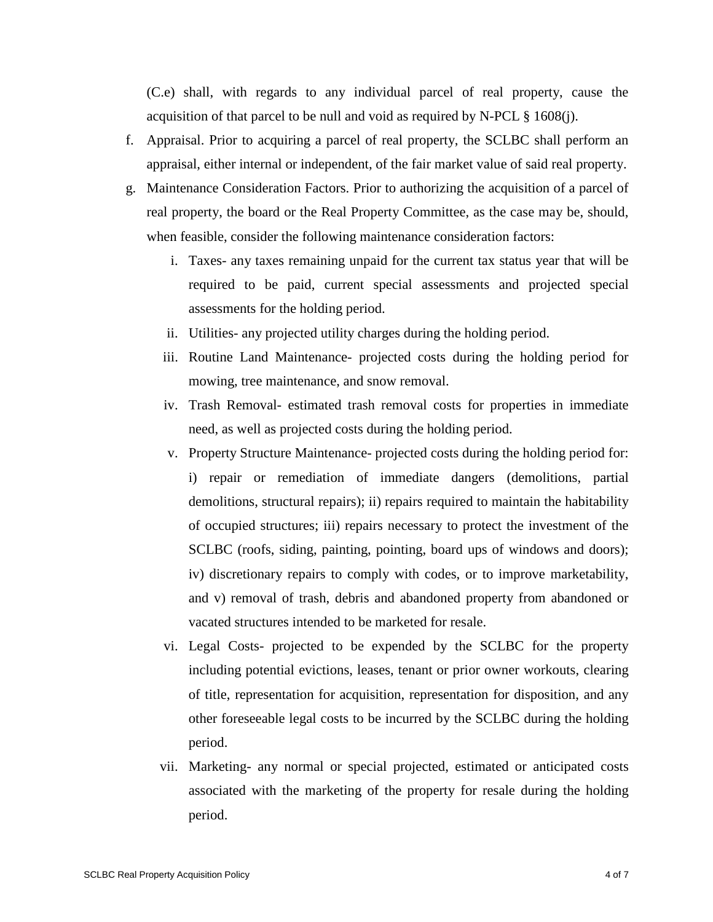(C.e) shall, with regards to any individual parcel of real property, cause the acquisition of that parcel to be null and void as required by N-PCL § 1608(j).

f. Appraisal. Prior to acquiring a parcel of real property, the SCLBC shall perform an appraisal, either internal or independent, of the fair market value of said real property.

g. Maintenance Consideration Factors. Prior to authorizing the acquisition of a parcel of real property, the board or the Real Property Committee, as the case may be, should, when feasible, consider the following maintenance consideration factors:

   i. Taxes- any taxes remaining unpaid for the current tax status year that will be required to be paid, current special assessments and projected special assessments for the holding period.

   ii. Utilities- any projected utility charges during the holding period.

   iii. Routine Land Maintenance- projected costs during the holding period for mowing, tree maintenance, and snow removal.

   iv. Trash Removal- estimated trash removal costs for properties in immediate need, as well as projected costs during the holding period.

   v. Property Structure Maintenance- projected costs during the holding period for: i) repair or remediation of immediate dangers (demolitions, partial demolitions, structural repairs); ii) repairs required to maintain the habitability of occupied structures; iii) repairs necessary to protect the investment of the SCLBC (roofs, siding, painting, pointing, board ups of windows and doors); iv) discretionary repairs to comply with codes, or to improve marketability, and v) removal of trash, debris and abandoned property from abandoned or vacated structures intended to be marketed for resale.

   vi. Legal Costs- projected to be expended by the SCLBC for the property including potential evictions, leases, tenant or prior owner workouts, clearing of title, representation for acquisition, representation for disposition, and any other foreseeable legal costs to be incurred by the SCLBC during the holding period.

   vii. Marketing- any normal or special projected, estimated or anticipated costs associated with the marketing of the property for resale during the holding period.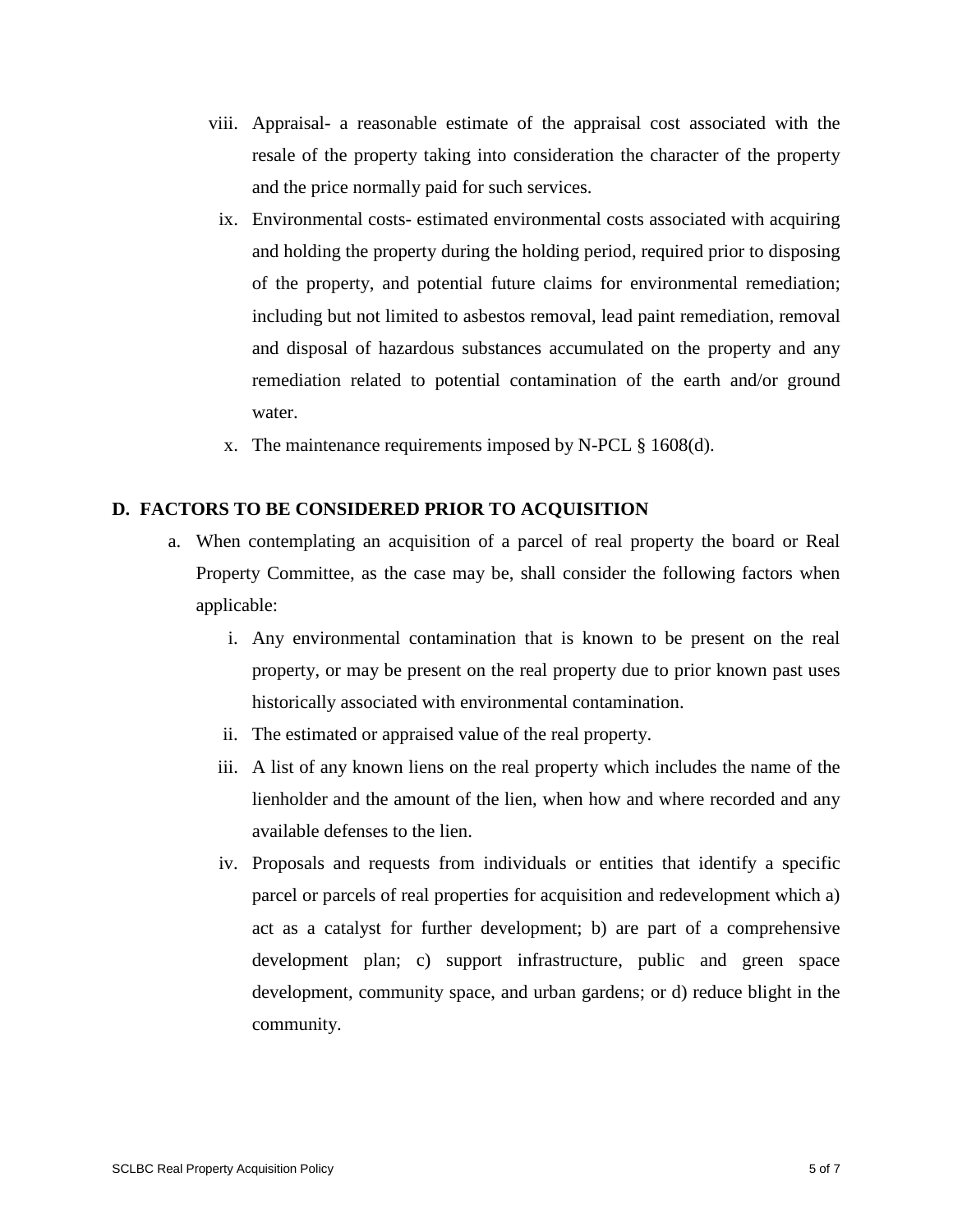viii. Appraisal- a reasonable estimate of the appraisal cost associated with the resale of the property taking into consideration the character of the property and the price normally paid for such services.

ix. Environmental costs- estimated environmental costs associated with acquiring and holding the property during the holding period, required prior to disposing of the property, and potential future claims for environmental remediation; including but not limited to asbestos removal, lead paint remediation, removal and disposal of hazardous substances accumulated on the property and any remediation related to potential contamination of the earth and/or ground water.

x. The maintenance requirements imposed by N-PCL § 1608(d).

## D. FACTORS TO BE CONSIDERED PRIOR TO ACQUISITION

a. When contemplating an acquisition of a parcel of real property the board or Real Property Committee, as the case may be, shall consider the following factors when applicable:

   i. Any environmental contamination that is known to be present on the real property, or may be present on the real property due to prior known past uses historically associated with environmental contamination.

   ii. The estimated or appraised value of the real property.

   iii. A list of any known liens on the real property which includes the name of the lienholder and the amount of the lien, when how and where recorded and any available defenses to the lien.

   iv. Proposals and requests from individuals or entities that identify a specific parcel or parcels of real properties for acquisition and redevelopment which a) act as a catalyst for further development; b) are part of a comprehensive development plan; c) support infrastructure, public and green space development, community space, and urban gardens; or d) reduce blight in the community.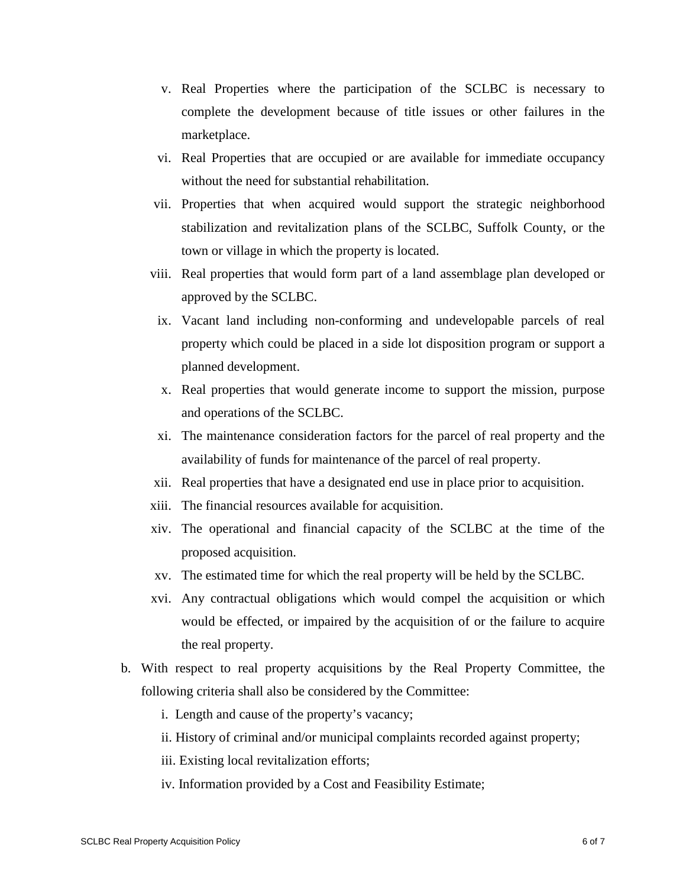v. Real Properties where the participation of the SCLBC is necessary to complete the development because of title issues or other failures in the marketplace.

vi. Real Properties that are occupied or are available for immediate occupancy without the need for substantial rehabilitation.

vii. Properties that when acquired would support the strategic neighborhood stabilization and revitalization plans of the SCLBC, Suffolk County, or the town or village in which the property is located.

viii. Real properties that would form part of a land assemblage plan developed or approved by the SCLBC.

ix. Vacant land including non-conforming and undevelopable parcels of real property which could be placed in a side lot disposition program or support a planned development.

x. Real properties that would generate income to support the mission, purpose and operations of the SCLBC.

xi. The maintenance consideration factors for the parcel of real property and the availability of funds for maintenance of the parcel of real property.

xii. Real properties that have a designated end use in place prior to acquisition.

xiii. The financial resources available for acquisition.

xiv. The operational and financial capacity of the SCLBC at the time of the proposed acquisition.

xv. The estimated time for which the real property will be held by the SCLBC.

xvi. Any contractual obligations which would compel the acquisition or which would be effected, or impaired by the acquisition of or the failure to acquire the real property.

b. With respect to real property acquisitions by the Real Property Committee, the following criteria shall also be considered by the Committee:

i. Length and cause of the property's vacancy;

ii. History of criminal and/or municipal complaints recorded against property;

iii. Existing local revitalization efforts;

iv. Information provided by a Cost and Feasibility Estimate;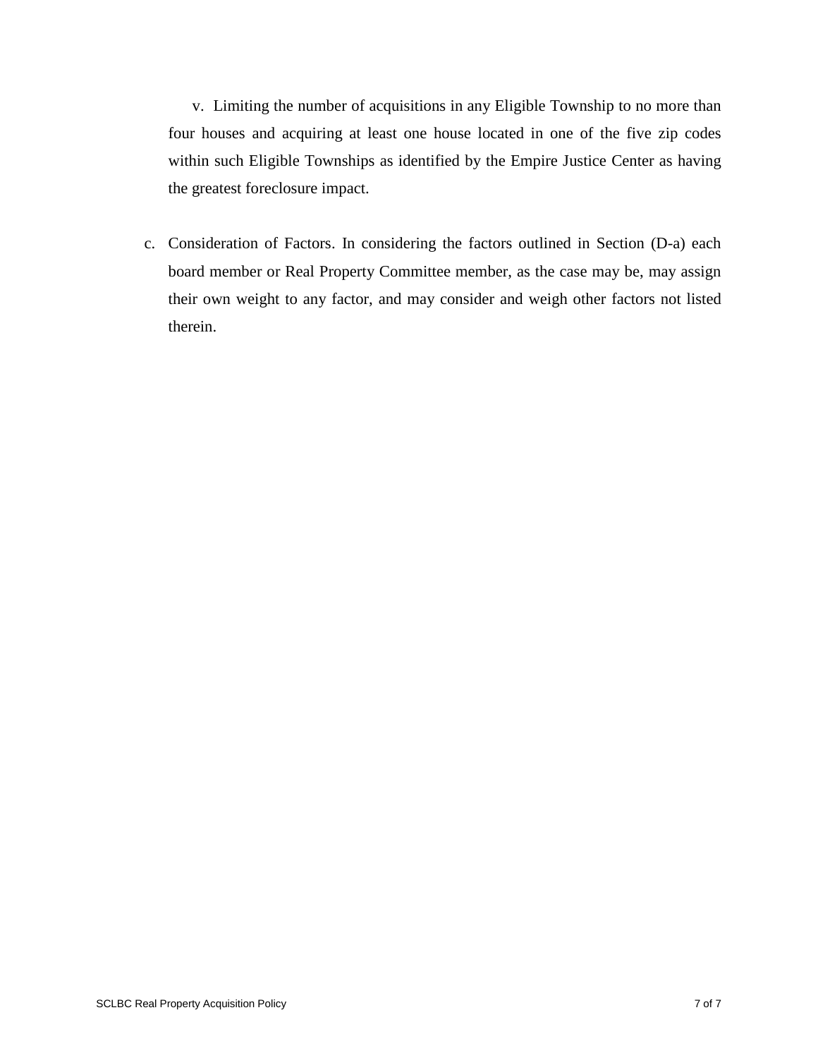v. Limiting the number of acquisitions in any Eligible Township to no more than four houses and acquiring at least one house located in one of the five zip codes within such Eligible Townships as identified by the Empire Justice Center as having the greatest foreclosure impact.

c. Consideration of Factors. In considering the factors outlined in Section (D-a) each board member or Real Property Committee member, as the case may be, may assign their own weight to any factor, and may consider and weigh other factors not listed therein.